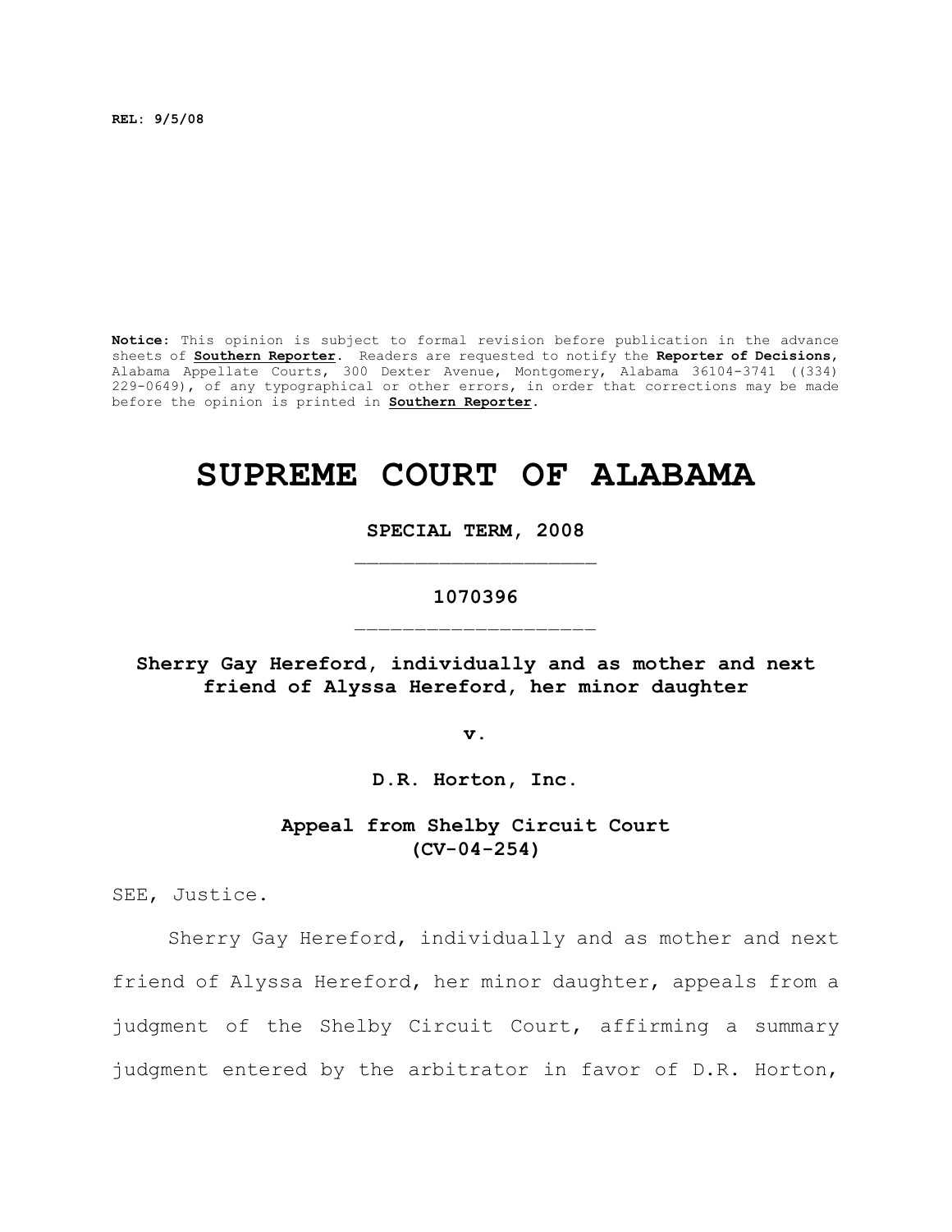**REL: 9/5/08**

**Notice:** This opinion is subject to formal revision before publication in the advance sheets of **Southern Reporter**. Readers are requested to notify the **Reporter of Decisions**, Alabama Appellate Courts, 300 Dexter Avenue, Montgomery, Alabama 36104-3741 ((334) 229-0649), of any typographical or other errors, in order that corrections may be made before the opinion is printed in **Southern Reporter**.

# SUPREME COURT OF ALABAMA

**SPECIAL TERM, 2008**

_________________________

**1070396**

_________________________

**Sherry Gay Hereford, individually and as mother and next friend of Alyssa Hereford, her minor daughter**

**v.**

**D.R. Horton, Inc.**

**Appeal from Shelby Circuit Court (CV-04-254)**

SEE, Justice.

Sherry Gay Hereford, individually and as mother and next friend of Alyssa Hereford, her minor daughter, appeals from a judgment of the Shelby Circuit Court, affirming a summary judgment entered by the arbitrator in favor of D.R. Horton,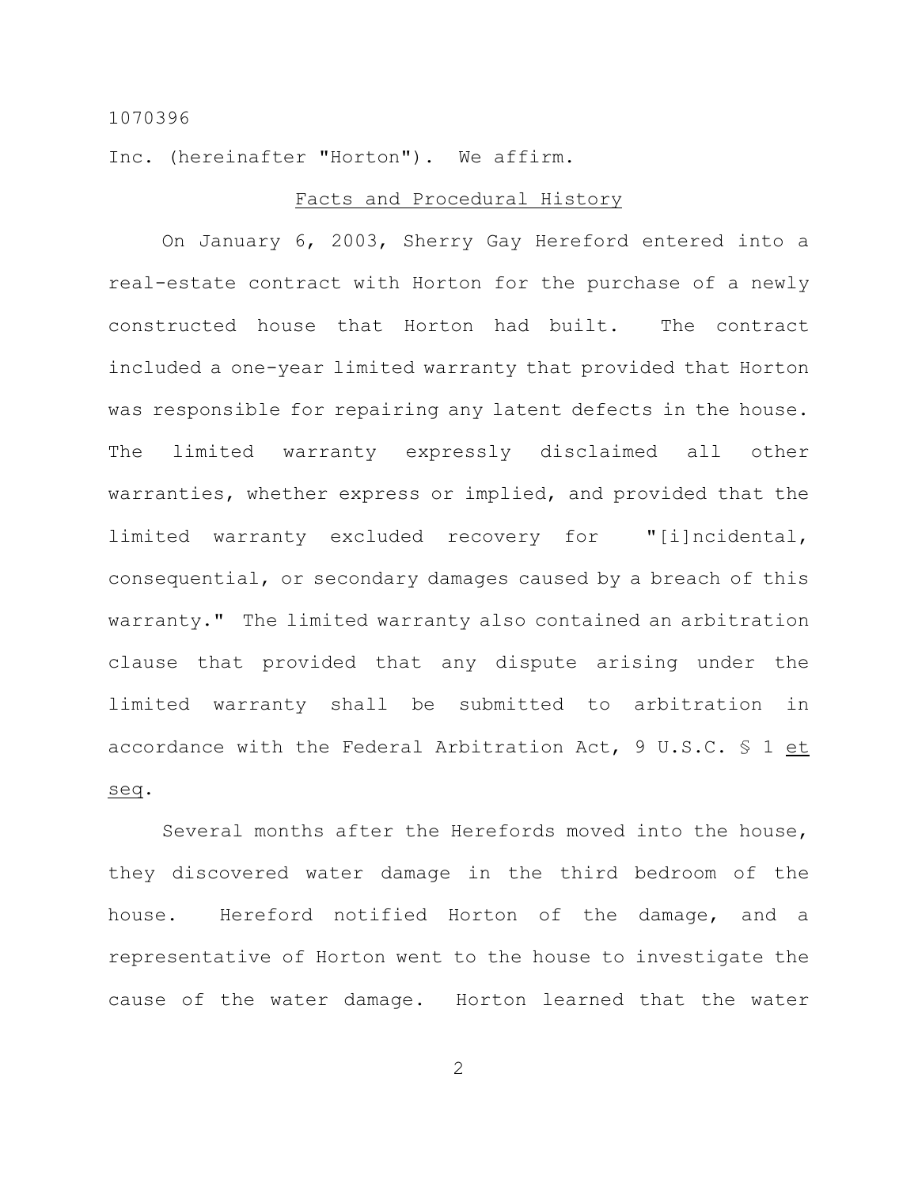Inc. (hereinafter "Horton"). We affirm.

## Facts and Procedural History

On January 6, 2003, Sherry Gay Hereford entered into a real-estate contract with Horton for the purchase of a newly constructed house that Horton had built. The contract included a one-year limited warranty that provided that Horton was responsible for repairing any latent defects in the house. The limited warranty expressly disclaimed all other warranties, whether express or implied, and provided that the limited warranty excluded recovery for "[i]ncidental, consequential, or secondary damages caused by a breach of this warranty." The limited warranty also contained an arbitration clause that provided that any dispute arising under the limited warranty shall be submitted to arbitration in accordance with the Federal Arbitration Act, 9 U.S.C. § 1 et seq.

Several months after the Herefords moved into the house, they discovered water damage in the third bedroom of the house. Hereford notified Horton of the damage, and a representative of Horton went to the house to investigate the cause of the water damage. Horton learned that the water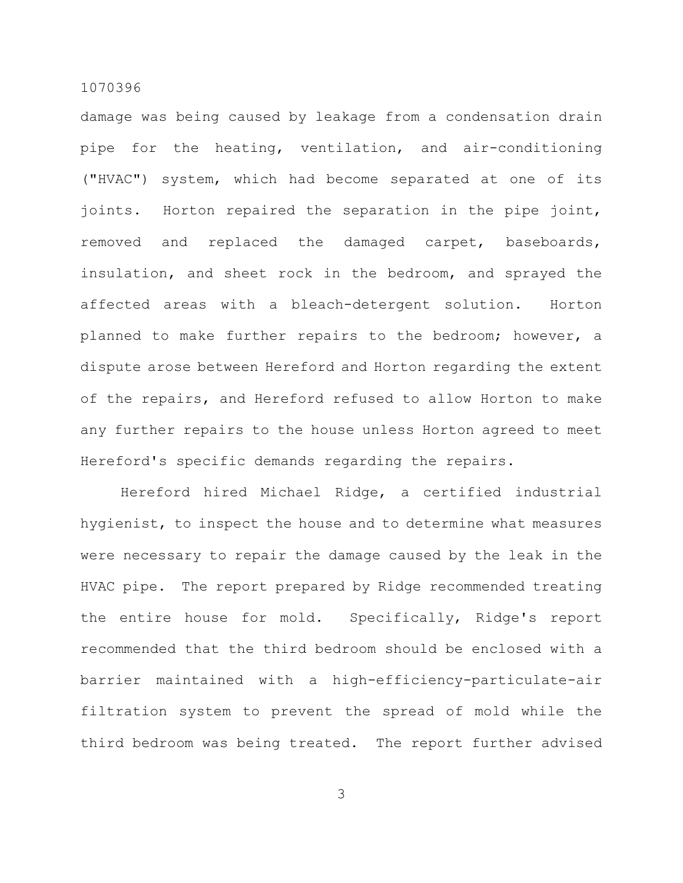damage was being caused by leakage from a condensation drain pipe for the heating, ventilation, and air-conditioning ("HVAC") system, which had become separated at one of its joints. Horton repaired the separation in the pipe joint, removed and replaced the damaged carpet, baseboards, insulation, and sheet rock in the bedroom, and sprayed the affected areas with a bleach-detergent solution. Horton planned to make further repairs to the bedroom; however, a dispute arose between Hereford and Horton regarding the extent of the repairs, and Hereford refused to allow Horton to make any further repairs to the house unless Horton agreed to meet Hereford's specific demands regarding the repairs.

Hereford hired Michael Ridge, a certified industrial hygienist, to inspect the house and to determine what measures were necessary to repair the damage caused by the leak in the HVAC pipe. The report prepared by Ridge recommended treating the entire house for mold. Specifically, Ridge's report recommended that the third bedroom should be enclosed with a barrier maintained with a high-efficiency-particulate-air filtration system to prevent the spread of mold while the third bedroom was being treated. The report further advised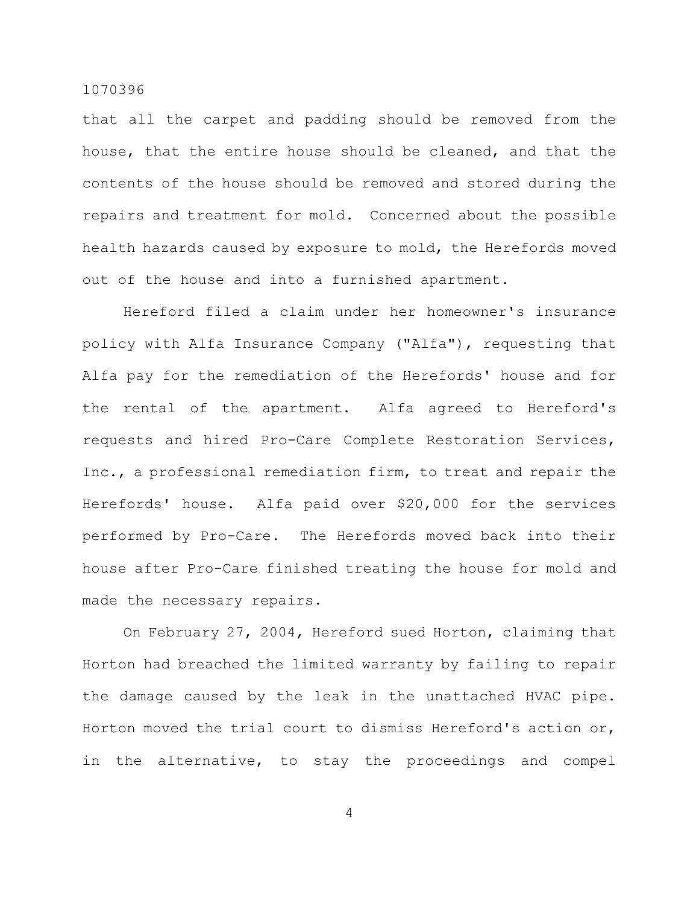that all the carpet and padding should be removed from the house, that the entire house should be cleaned, and that the contents of the house should be removed and stored during the repairs and treatment for mold. Concerned about the possible health hazards caused by exposure to mold, the Herefords moved out of the house and into a furnished apartment.

Hereford filed a claim under her homeowner's insurance policy with Alfa Insurance Company ("Alfa"), requesting that Alfa pay for the remediation of the Herefords' house and for the rental of the apartment. Alfa agreed to Hereford's requests and hired Pro-Care Complete Restoration Services, Inc., a professional remediation firm, to treat and repair the Herefords' house. Alfa paid over $20,000 for the services performed by Pro-Care. The Herefords moved back into their house after Pro-Care finished treating the house for mold and made the necessary repairs.

On February 27, 2004, Hereford sued Horton, claiming that Horton had breached the limited warranty by failing to repair the damage caused by the leak in the unattached HVAC pipe. Horton moved the trial court to dismiss Hereford's action or, in the alternative, to stay the proceedings and compel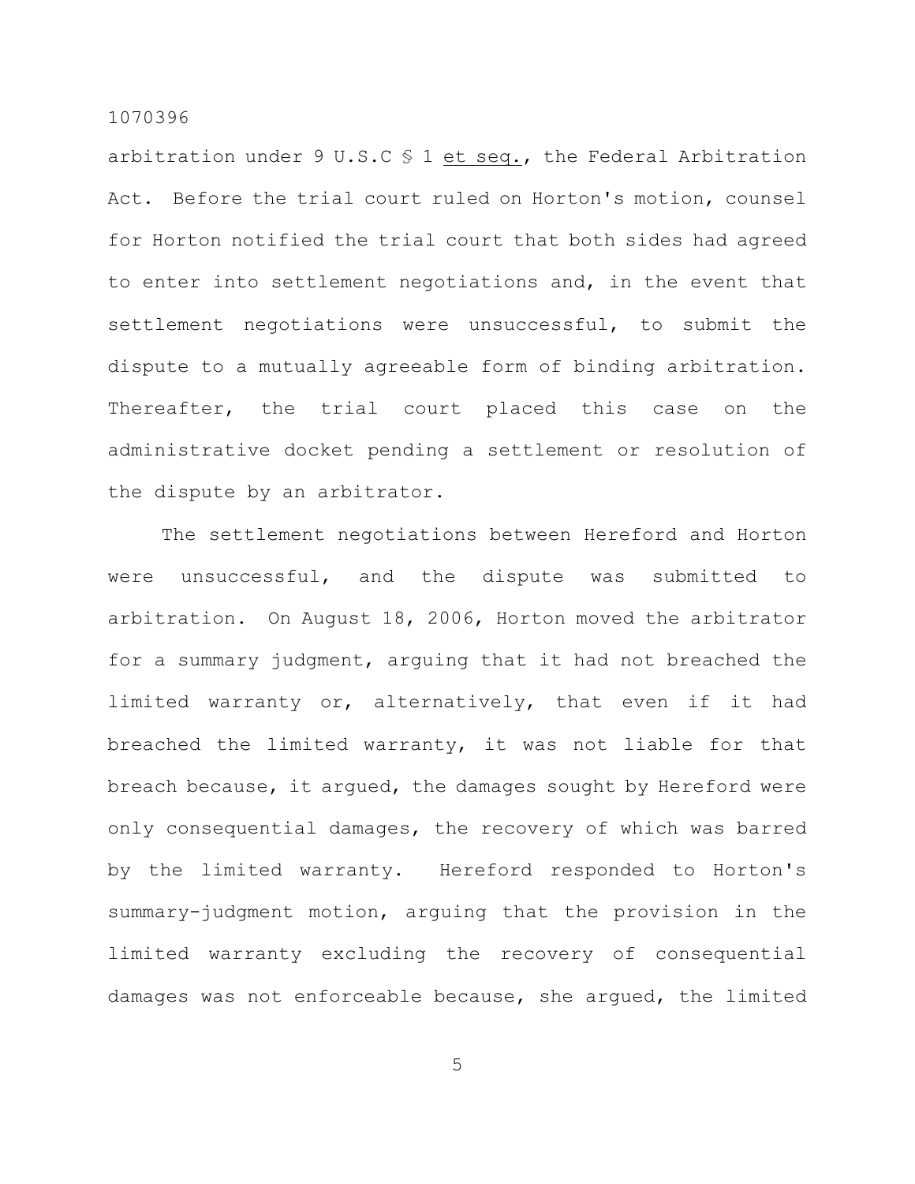arbitration under 9 U.S.C § 1 <u>et seq.</u>, the Federal Arbitration Act. Before the trial court ruled on Horton's motion, counsel for Horton notified the trial court that both sides had agreed to enter into settlement negotiations and, in the event that settlement negotiations were unsuccessful, to submit the dispute to a mutually agreeable form of binding arbitration. Thereafter, the trial court placed this case on the administrative docket pending a settlement or resolution of the dispute by an arbitrator.

The settlement negotiations between Hereford and Horton were unsuccessful, and the dispute was submitted to arbitration. On August 18, 2006, Horton moved the arbitrator for a summary judgment, arguing that it had not breached the limited warranty or, alternatively, that even if it had breached the limited warranty, it was not liable for that breach because, it argued, the damages sought by Hereford were only consequential damages, the recovery of which was barred by the limited warranty. Hereford responded to Horton's summary-judgment motion, arguing that the provision in the limited warranty excluding the recovery of consequential damages was not enforceable because, she argued, the limited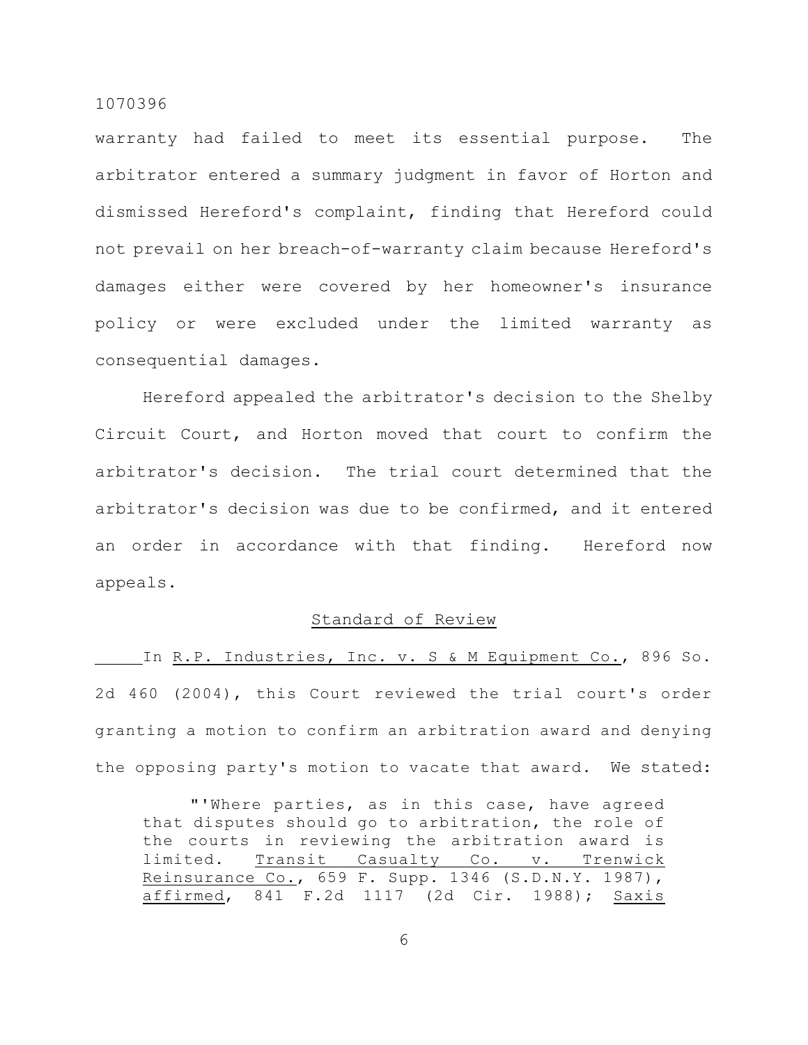warranty had failed to meet its essential purpose. The arbitrator entered a summary judgment in favor of Horton and dismissed Hereford's complaint, finding that Hereford could not prevail on her breach-of-warranty claim because Hereford's damages either were covered by her homeowner's insurance policy or were excluded under the limited warranty as consequential damages.

Hereford appealed the arbitrator's decision to the Shelby Circuit Court, and Horton moved that court to confirm the arbitrator's decision. The trial court determined that the arbitrator's decision was due to be confirmed, and it entered an order in accordance with that finding. Hereford now appeals.

## Standard of Review

In R.P. Industries, Inc. v. S & M Equipment Co., 896 So. 2d 460 (2004), this Court reviewed the trial court's order granting a motion to confirm an arbitration award and denying the opposing party's motion to vacate that award. We stated:

> "'Where parties, as in this case, have agreed that disputes should go to arbitration, the role of the courts in reviewing the arbitration award is limited. Transit Casualty Co. v. Trenwick Reinsurance Co., 659 F. Supp. 1346 (S.D.N.Y. 1987), affirmed, 841 F.2d 1117 (2d Cir. 1988); Saxis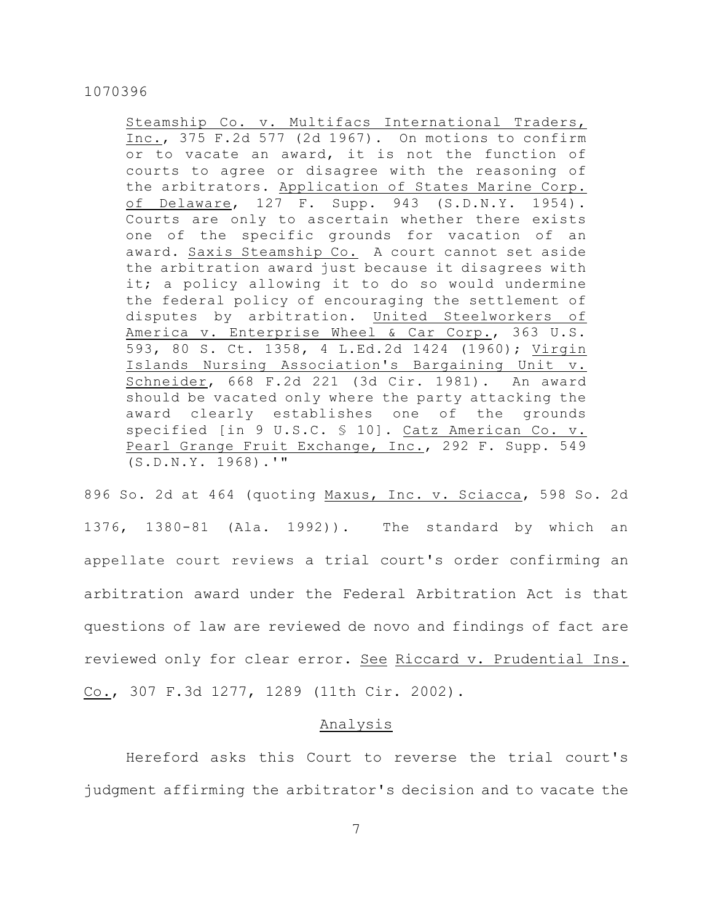> Steamship Co. v. Multifacs International Traders, Inc., 375 F.2d 577 (2d 1967). On motions to confirm or to vacate an award, it is not the function of courts to agree or disagree with the reasoning of the arbitrators. Application of States Marine Corp. of Delaware, 127 F. Supp. 943 (S.D.N.Y. 1954). Courts are only to ascertain whether there exists one of the specific grounds for vacation of an award. Saxis Steamship Co. A court cannot set aside the arbitration award just because it disagrees with it; a policy allowing it to do so would undermine the federal policy of encouraging the settlement of disputes by arbitration. United Steelworkers of America v. Enterprise Wheel & Car Corp., 363 U.S. 593, 80 S. Ct. 1358, 4 L.Ed.2d 1424 (1960); Virgin Islands Nursing Association's Bargaining Unit v. Schneider, 668 F.2d 221 (3d Cir. 1981). An award should be vacated only where the party attacking the award clearly establishes one of the grounds specified [in 9 U.S.C. § 10]. Catz American Co. v. Pearl Grange Fruit Exchange, Inc., 292 F. Supp. 549 (S.D.N.Y. 1968).'"

896 So. 2d at 464 (quoting Maxus, Inc. v. Sciacca, 598 So. 2d 1376, 1380-81 (Ala. 1992)). The standard by which an appellate court reviews a trial court's order confirming an arbitration award under the Federal Arbitration Act is that questions of law are reviewed de novo and findings of fact are reviewed only for clear error. See Riccard v. Prudential Ins. Co., 307 F.3d 1277, 1289 (11th Cir. 2002).

## Analysis

Hereford asks this Court to reverse the trial court's judgment affirming the arbitrator's decision and to vacate the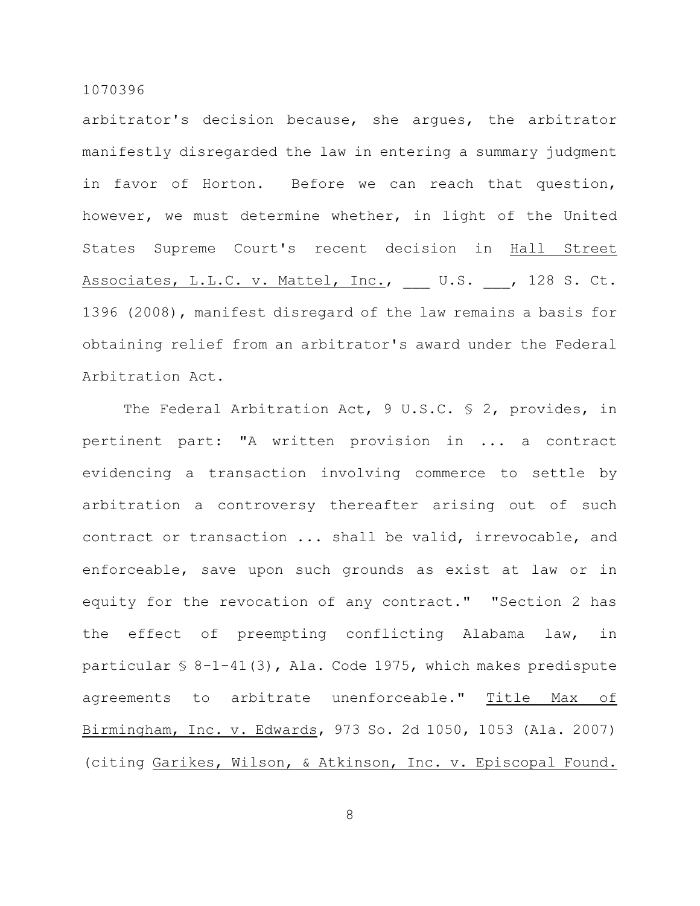arbitrator's decision because, she argues, the arbitrator manifestly disregarded the law in entering a summary judgment in favor of Horton. Before we can reach that question, however, we must determine whether, in light of the United States Supreme Court's recent decision in Hall Street Associates, L.L.C. v. Mattel, Inc., ___ U.S. ___, 128 S. Ct. 1396 (2008), manifest disregard of the law remains a basis for obtaining relief from an arbitrator's award under the Federal Arbitration Act.

The Federal Arbitration Act, 9 U.S.C. § 2, provides, in pertinent part: "A written provision in ... a contract evidencing a transaction involving commerce to settle by arbitration a controversy thereafter arising out of such contract or transaction ... shall be valid, irrevocable, and enforceable, save upon such grounds as exist at law or in equity for the revocation of any contract." "Section 2 has the effect of preempting conflicting Alabama law, in particular § 8-1-41(3), Ala. Code 1975, which makes predispute agreements to arbitrate unenforceable." Title Max of Birmingham, Inc. v. Edwards, 973 So. 2d 1050, 1053 (Ala. 2007) (citing Garikes, Wilson, & Atkinson, Inc. v. Episcopal Found.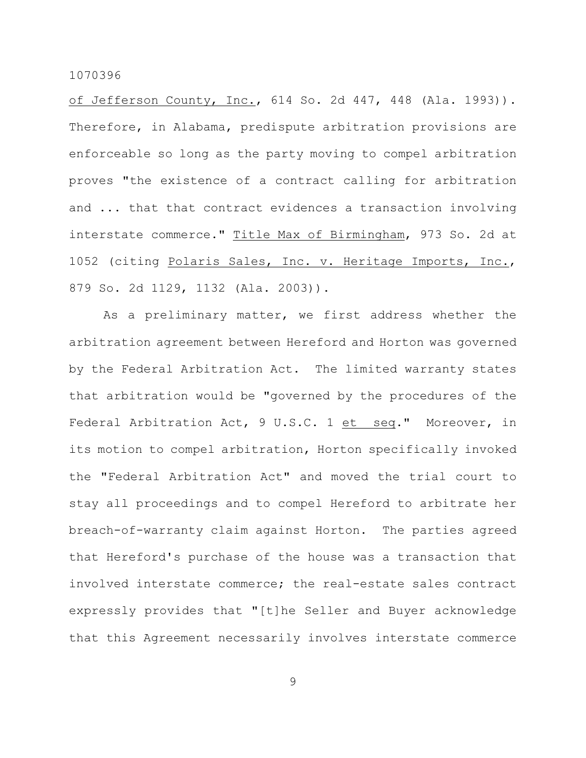of Jefferson County, Inc., 614 So. 2d 447, 448 (Ala. 1993)). Therefore, in Alabama, predispute arbitration provisions are enforceable so long as the party moving to compel arbitration proves "the existence of a contract calling for arbitration and ... that that contract evidences a transaction involving interstate commerce." Title Max of Birmingham, 973 So. 2d at 1052 (citing Polaris Sales, Inc. v. Heritage Imports, Inc., 879 So. 2d 1129, 1132 (Ala. 2003)).

As a preliminary matter, we first address whether the arbitration agreement between Hereford and Horton was governed by the Federal Arbitration Act. The limited warranty states that arbitration would be "governed by the procedures of the Federal Arbitration Act, 9 U.S.C. 1 et seq." Moreover, in its motion to compel arbitration, Horton specifically invoked the "Federal Arbitration Act" and moved the trial court to stay all proceedings and to compel Hereford to arbitrate her breach-of-warranty claim against Horton. The parties agreed that Hereford's purchase of the house was a transaction that involved interstate commerce; the real-estate sales contract expressly provides that "[t]he Seller and Buyer acknowledge that this Agreement necessarily involves interstate commerce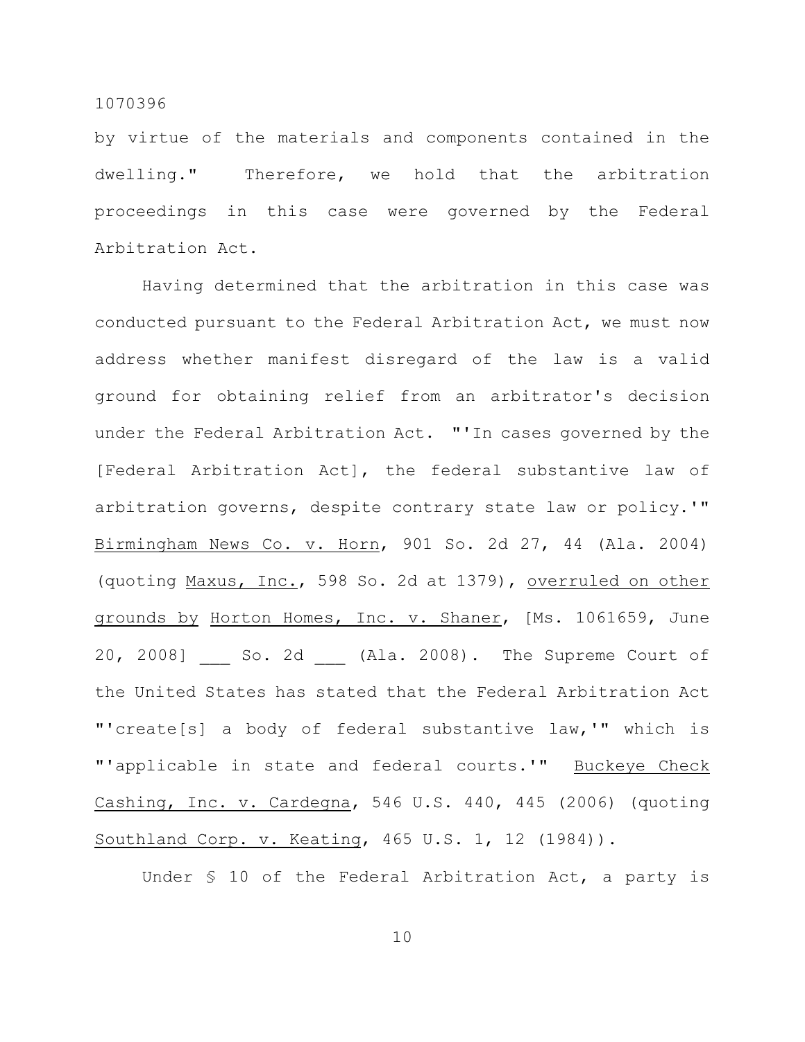by virtue of the materials and components contained in the dwelling." Therefore, we hold that the arbitration proceedings in this case were governed by the Federal Arbitration Act.

Having determined that the arbitration in this case was conducted pursuant to the Federal Arbitration Act, we must now address whether manifest disregard of the law is a valid ground for obtaining relief from an arbitrator's decision under the Federal Arbitration Act. "'In cases governed by the [Federal Arbitration Act], the federal substantive law of arbitration governs, despite contrary state law or policy.'" Birmingham News Co. v. Horn, 901 So. 2d 27, 44 (Ala. 2004) (quoting Maxus, Inc., 598 So. 2d at 1379), overruled on other grounds by Horton Homes, Inc. v. Shaner, [Ms. 1061659, June 20, 2008] ___ So. 2d ___ (Ala. 2008). The Supreme Court of the United States has stated that the Federal Arbitration Act "'create[s] a body of federal substantive law,'" which is "'applicable in state and federal courts.'" Buckeye Check Cashing, Inc. v. Cardegna, 546 U.S. 440, 445 (2006) (quoting Southland Corp. v. Keating, 465 U.S. 1, 12 (1984)).

Under § 10 of the Federal Arbitration Act, a party is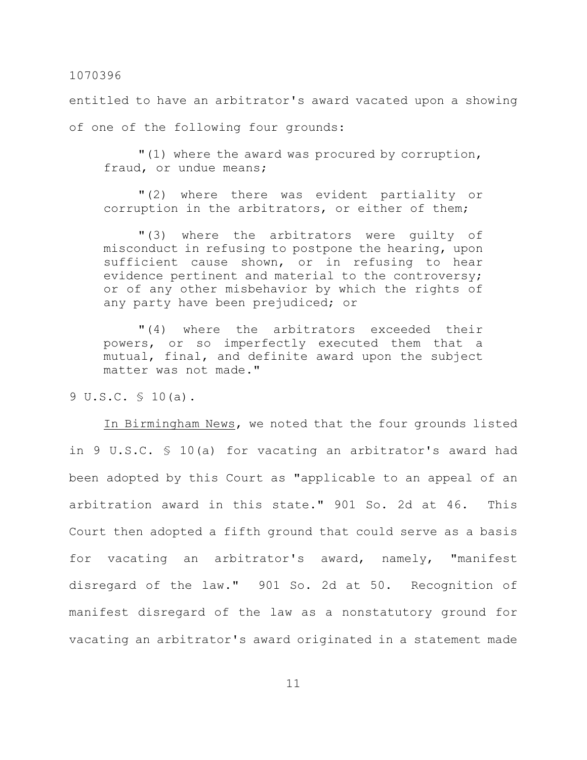entitled to have an arbitrator's award vacated upon a showing of one of the following four grounds:

> "(1) where the award was procured by corruption, fraud, or undue means;
>
> "(2) where there was evident partiality or corruption in the arbitrators, or either of them;
>
> "(3) where the arbitrators were guilty of misconduct in refusing to postpone the hearing, upon sufficient cause shown, or in refusing to hear evidence pertinent and material to the controversy; or of any other misbehavior by which the rights of any party have been prejudiced; or
>
> "(4) where the arbitrators exceeded their powers, or so imperfectly executed them that a mutual, final, and definite award upon the subject matter was not made."

9 U.S.C. § 10(a).

In Birmingham News, we noted that the four grounds listed in 9 U.S.C. § 10(a) for vacating an arbitrator's award had been adopted by this Court as "applicable to an appeal of an arbitration award in this state." 901 So. 2d at 46. This Court then adopted a fifth ground that could serve as a basis for vacating an arbitrator's award, namely, "manifest disregard of the law." 901 So. 2d at 50. Recognition of manifest disregard of the law as a nonstatutory ground for vacating an arbitrator's award originated in a statement made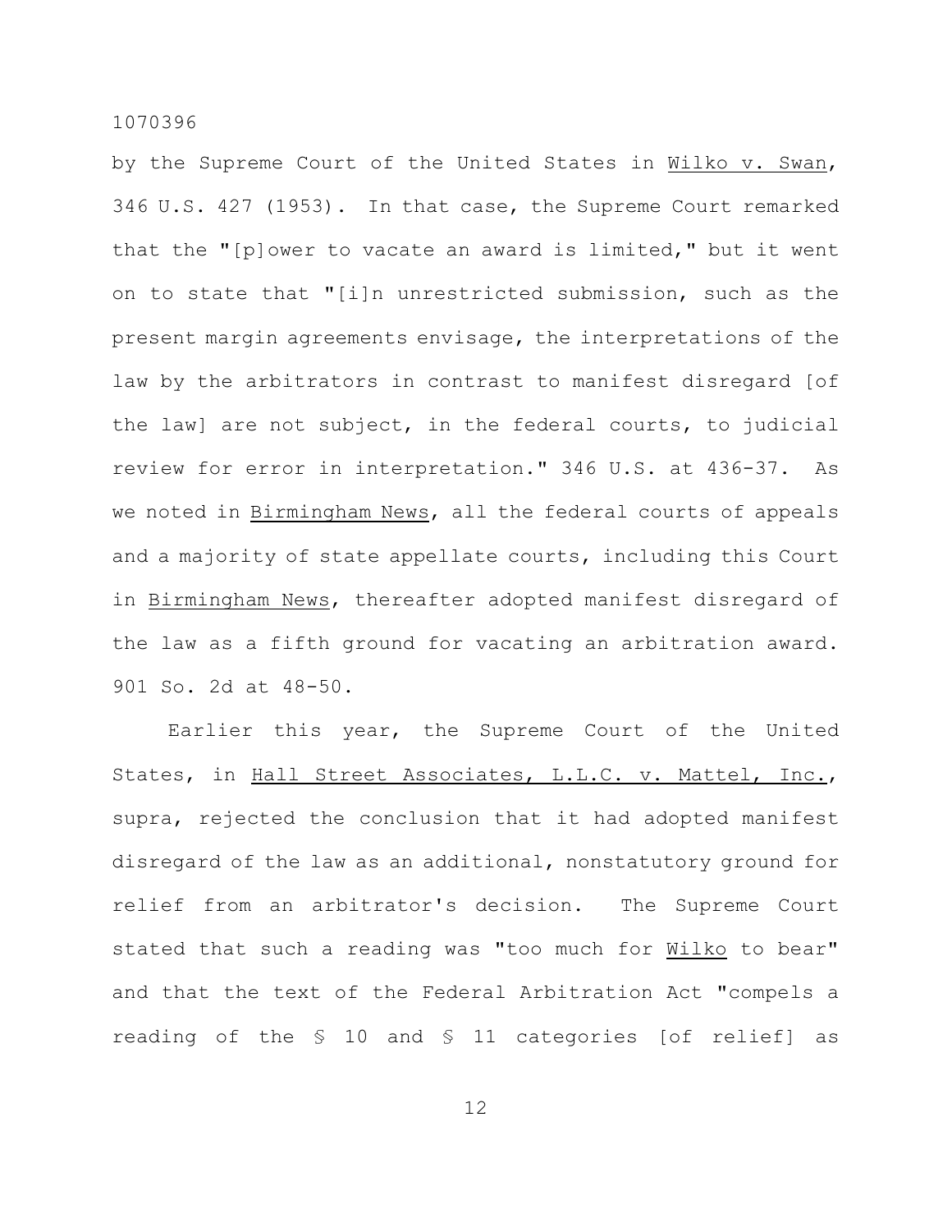by the Supreme Court of the United States in Wilko v. Swan, 346 U.S. 427 (1953). In that case, the Supreme Court remarked that the "[p]ower to vacate an award is limited," but it went on to state that "[i]n unrestricted submission, such as the present margin agreements envisage, the interpretations of the law by the arbitrators in contrast to manifest disregard [of the law] are not subject, in the federal courts, to judicial review for error in interpretation." 346 U.S. at 436-37. As we noted in Birmingham News, all the federal courts of appeals and a majority of state appellate courts, including this Court in Birmingham News, thereafter adopted manifest disregard of the law as a fifth ground for vacating an arbitration award. 901 So. 2d at 48-50.

Earlier this year, the Supreme Court of the United States, in Hall Street Associates, L.L.C. v. Mattel, Inc., supra, rejected the conclusion that it had adopted manifest disregard of the law as an additional, nonstatutory ground for relief from an arbitrator's decision. The Supreme Court stated that such a reading was "too much for Wilko to bear" and that the text of the Federal Arbitration Act "compels a reading of the § 10 and § 11 categories [of relief] as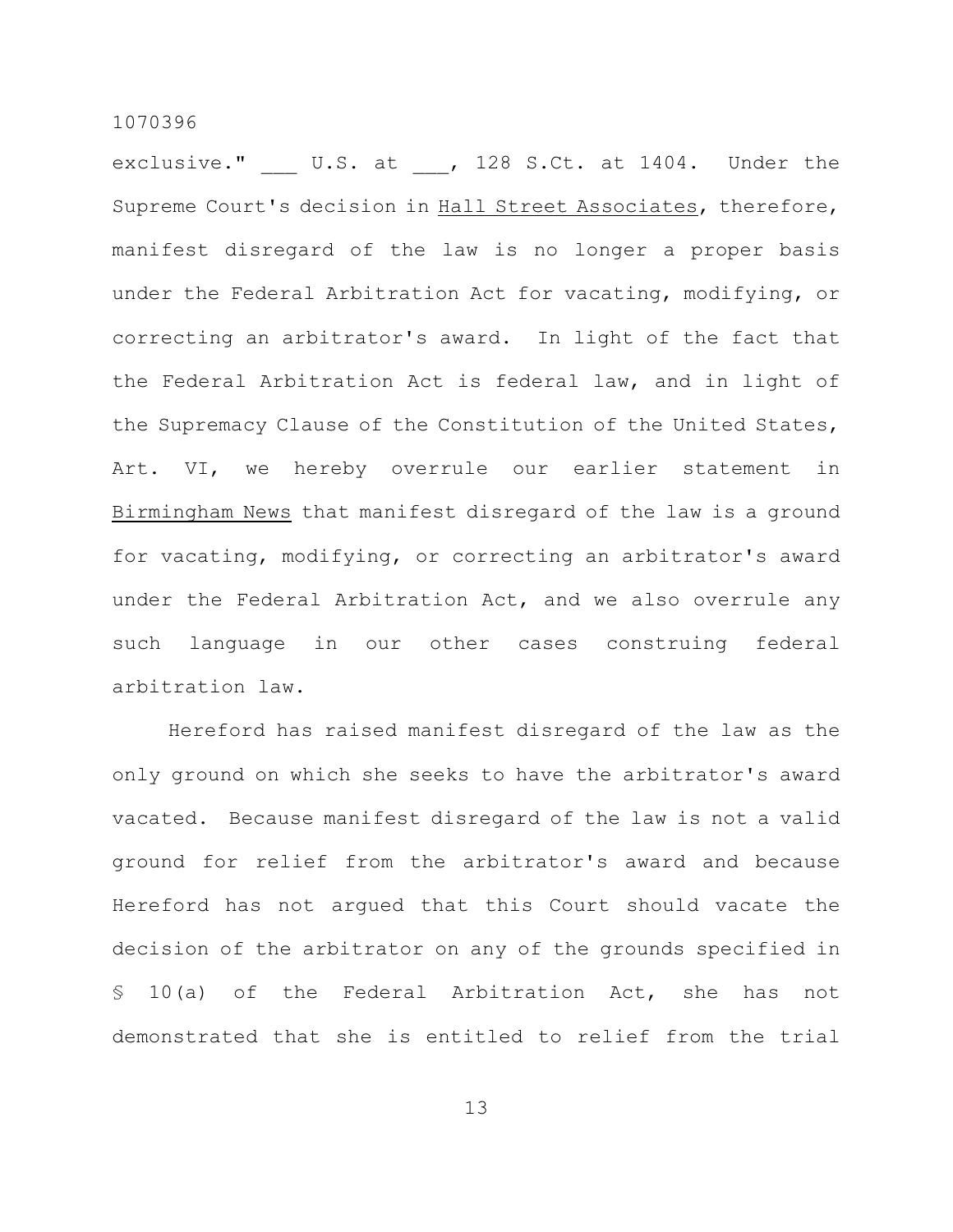exclusive." ___ U.S. at ___, 128 S.Ct. at 1404. Under the Supreme Court's decision in Hall Street Associates, therefore, manifest disregard of the law is no longer a proper basis under the Federal Arbitration Act for vacating, modifying, or correcting an arbitrator's award. In light of the fact that the Federal Arbitration Act is federal law, and in light of the Supremacy Clause of the Constitution of the United States, Art. VI, we hereby overrule our earlier statement in Birmingham News that manifest disregard of the law is a ground for vacating, modifying, or correcting an arbitrator's award under the Federal Arbitration Act, and we also overrule any such language in our other cases construing federal arbitration law.

Hereford has raised manifest disregard of the law as the only ground on which she seeks to have the arbitrator's award vacated. Because manifest disregard of the law is not a valid ground for relief from the arbitrator's award and because Hereford has not argued that this Court should vacate the decision of the arbitrator on any of the grounds specified in § 10(a) of the Federal Arbitration Act, she has not demonstrated that she is entitled to relief from the trial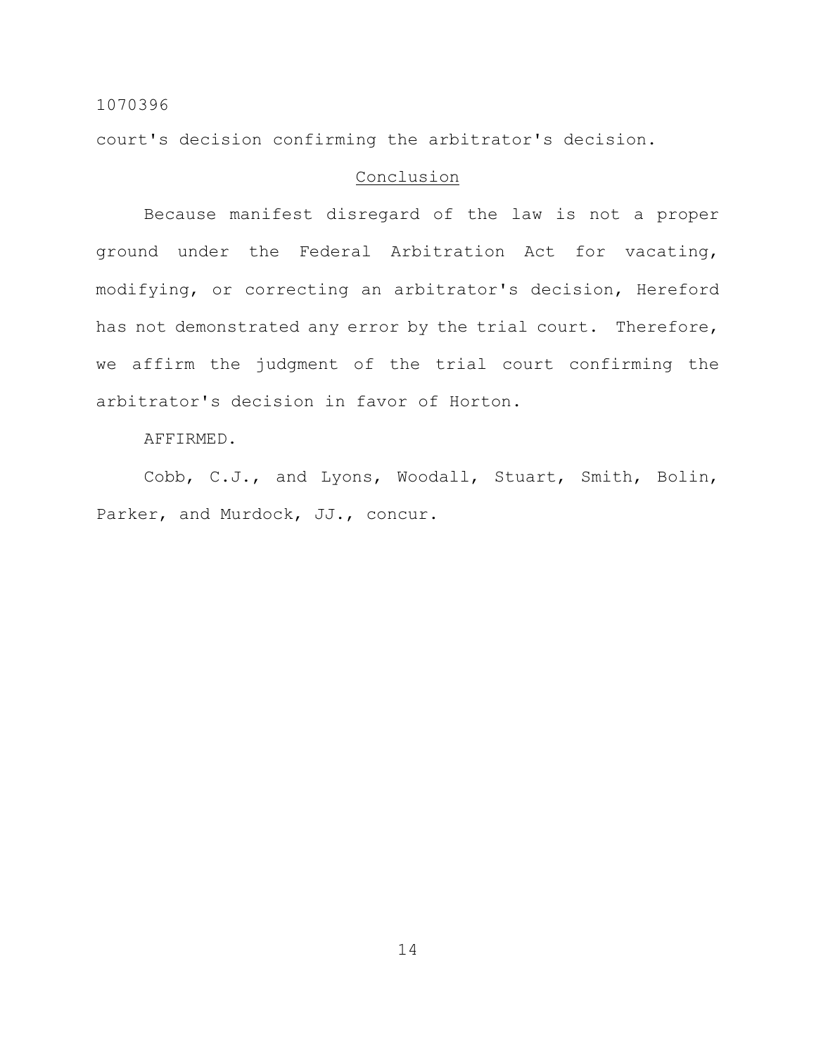court's decision confirming the arbitrator's decision.

## Conclusion

Because manifest disregard of the law is not a proper ground under the Federal Arbitration Act for vacating, modifying, or correcting an arbitrator's decision, Hereford has not demonstrated any error by the trial court. Therefore, we affirm the judgment of the trial court confirming the arbitrator's decision in favor of Horton.

AFFIRMED.

Cobb, C.J., and Lyons, Woodall, Stuart, Smith, Bolin, Parker, and Murdock, JJ., concur.